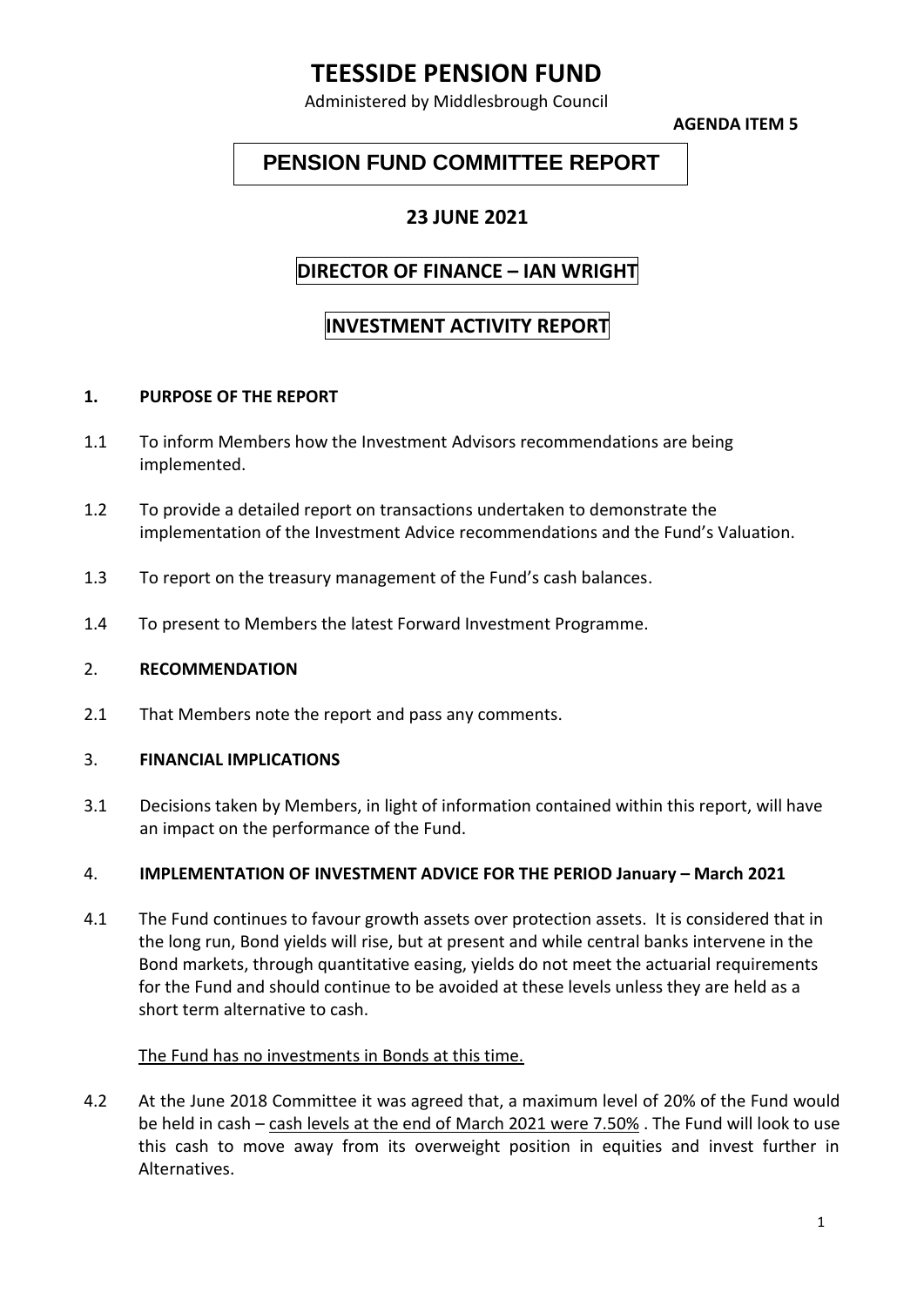# TEESSIDE PENSION FUND

Administered by Middlesbrough Council

**AGENDA ITEM 5**

## PENSION FUND COMMITTEE REPORT

### 23 JUNE 2021

### DIRECTOR OF FINANCE – IAN WRIGHT

### INVESTMENT ACTIVITY REPORT

**1. PURPOSE OF THE REPORT**

1.1 To inform Members how the Investment Advisors recommendations are being implemented.

1.2 To provide a detailed report on transactions undertaken to demonstrate the implementation of the Investment Advice recommendations and the Fund's Valuation.

1.3 To report on the treasury management of the Fund's cash balances.

1.4 To present to Members the latest Forward Investment Programme.

**2. RECOMMENDATION**

2.1 That Members note the report and pass any comments.

**3. FINANCIAL IMPLICATIONS**

3.1 Decisions taken by Members, in light of information contained within this report, will have an impact on the performance of the Fund.

**4. IMPLEMENTATION OF INVESTMENT ADVICE FOR THE PERIOD January – March 2021**

4.1 The Fund continues to favour growth assets over protection assets. It is considered that in the long run, Bond yields will rise, but at present and while central banks intervene in the Bond markets, through quantitative easing, yields do not meet the actuarial requirements for the Fund and should continue to be avoided at these levels unless they are held as a short term alternative to cash.

The Fund has no investments in Bonds at this time.

4.2 At the June 2018 Committee it was agreed that, a maximum level of 20% of the Fund would be held in cash – cash levels at the end of March 2021 were 7.50% . The Fund will look to use this cash to move away from its overweight position in equities and invest further in Alternatives.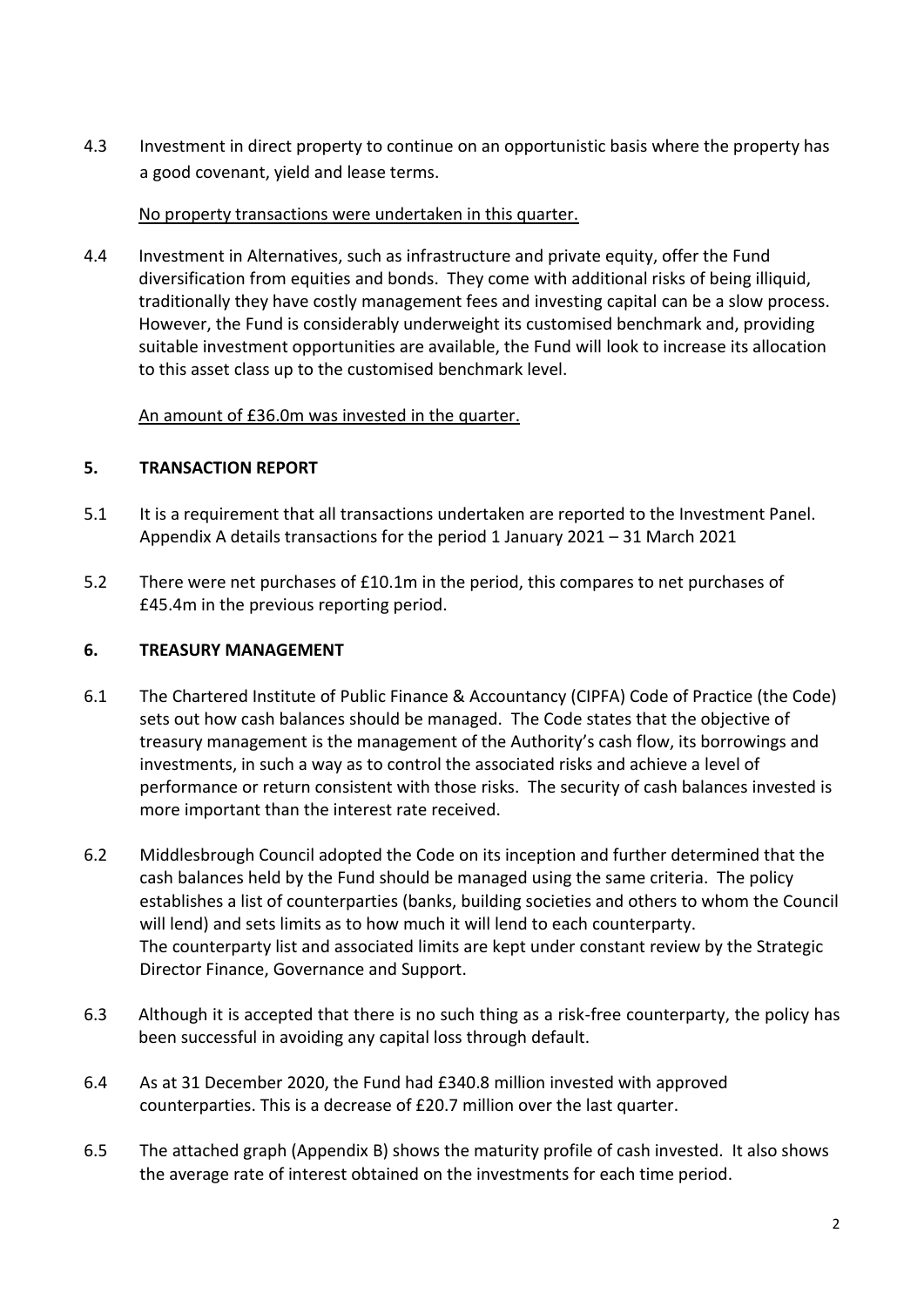4.3 Investment in direct property to continue on an opportunistic basis where the property has a good covenant, yield and lease terms.

<u>No property transactions were undertaken in this quarter.</u>

4.4 Investment in Alternatives, such as infrastructure and private equity, offer the Fund diversification from equities and bonds. They come with additional risks of being illiquid, traditionally they have costly management fees and investing capital can be a slow process. However, the Fund is considerably underweight its customised benchmark and, providing suitable investment opportunities are available, the Fund will look to increase its allocation to this asset class up to the customised benchmark level.

<u>An amount of £36.0m was invested in the quarter.</u>

## 5. TRANSACTION REPORT

5.1 It is a requirement that all transactions undertaken are reported to the Investment Panel. Appendix A details transactions for the period 1 January 2021 – 31 March 2021

5.2 There were net purchases of £10.1m in the period, this compares to net purchases of £45.4m in the previous reporting period.

## 6. TREASURY MANAGEMENT

6.1 The Chartered Institute of Public Finance & Accountancy (CIPFA) Code of Practice (the Code) sets out how cash balances should be managed. The Code states that the objective of treasury management is the management of the Authority's cash flow, its borrowings and investments, in such a way as to control the associated risks and achieve a level of performance or return consistent with those risks. The security of cash balances invested is more important than the interest rate received.

6.2 Middlesbrough Council adopted the Code on its inception and further determined that the cash balances held by the Fund should be managed using the same criteria. The policy establishes a list of counterparties (banks, building societies and others to whom the Council will lend) and sets limits as to how much it will lend to each counterparty. The counterparty list and associated limits are kept under constant review by the Strategic Director Finance, Governance and Support.

6.3 Although it is accepted that there is no such thing as a risk-free counterparty, the policy has been successful in avoiding any capital loss through default.

6.4 As at 31 December 2020, the Fund had £340.8 million invested with approved counterparties. This is a decrease of £20.7 million over the last quarter.

6.5 The attached graph (Appendix B) shows the maturity profile of cash invested. It also shows the average rate of interest obtained on the investments for each time period.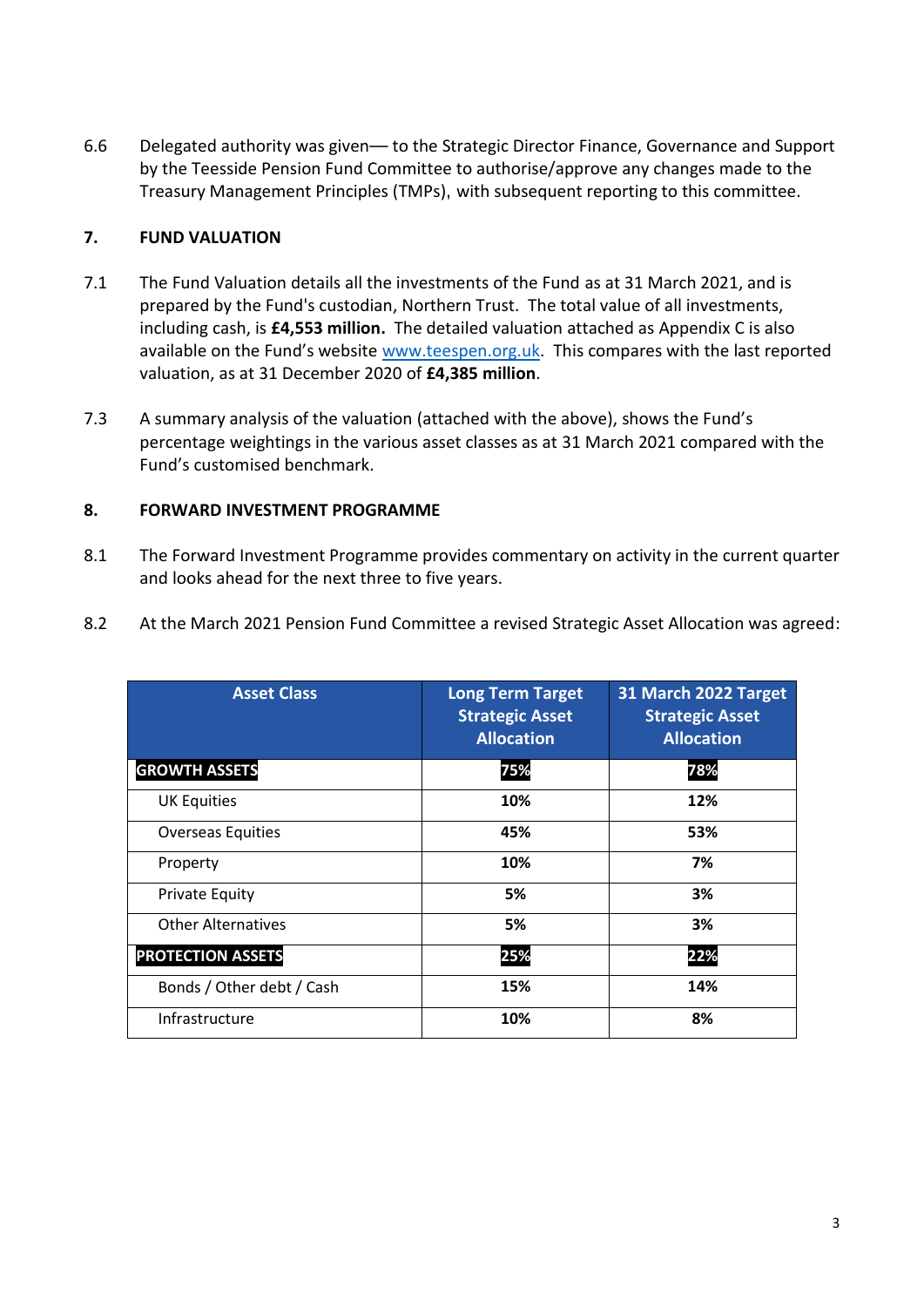6.6 Delegated authority was given— to the Strategic Director Finance, Governance and Support by the Teesside Pension Fund Committee to authorise/approve any changes made to the Treasury Management Principles (TMPs), with subsequent reporting to this committee.

## 7. FUND VALUATION

7.1 The Fund Valuation details all the investments of the Fund as at 31 March 2021, and is prepared by the Fund's custodian, Northern Trust. The total value of all investments, including cash, is **£4,553 million.** The detailed valuation attached as Appendix C is also available on the Fund's website www.teespen.org.uk. This compares with the last reported valuation, as at 31 December 2020 of **£4,385 million**.

7.3 A summary analysis of the valuation (attached with the above), shows the Fund's percentage weightings in the various asset classes as at 31 March 2021 compared with the Fund's customised benchmark.

## 8. FORWARD INVESTMENT PROGRAMME

8.1 The Forward Investment Programme provides commentary on activity in the current quarter and looks ahead for the next three to five years.

8.2 At the March 2021 Pension Fund Committee a revised Strategic Asset Allocation was agreed:

| Asset Class | Long Term Target Strategic Asset Allocation | 31 March 2022 Target Strategic Asset Allocation |
|---|---|---|
| **GROWTH ASSETS** | **75%** | **78%** |
| UK Equities | **10%** | **12%** |
| Overseas Equities | **45%** | **53%** |
| Property | **10%** | **7%** |
| Private Equity | **5%** | **3%** |
| Other Alternatives | **5%** | **3%** |
| **PROTECTION ASSETS** | **25%** | **22%** |
| Bonds / Other debt / Cash | **15%** | **14%** |
| Infrastructure | **10%** | **8%** |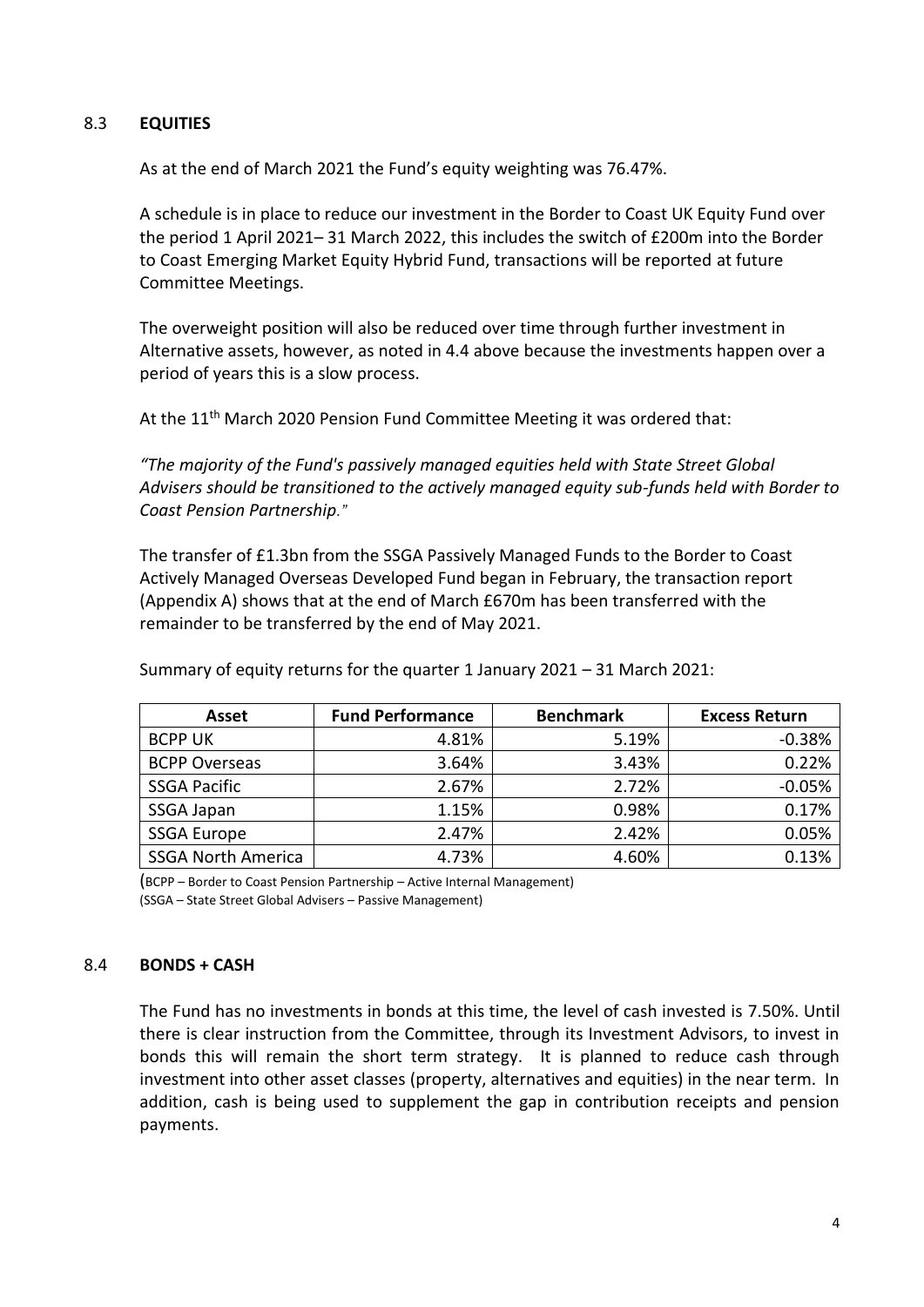### 8.3 EQUITIES

As at the end of March 2021 the Fund's equity weighting was 76.47%.

A schedule is in place to reduce our investment in the Border to Coast UK Equity Fund over the period 1 April 2021– 31 March 2022, this includes the switch of £200m into the Border to Coast Emerging Market Equity Hybrid Fund, transactions will be reported at future Committee Meetings.

The overweight position will also be reduced over time through further investment in Alternative assets, however, as noted in 4.4 above because the investments happen over a period of years this is a slow process.

At the 11th March 2020 Pension Fund Committee Meeting it was ordered that:

*"The majority of the Fund's passively managed equities held with State Street Global Advisers should be transitioned to the actively managed equity sub-funds held with Border to Coast Pension Partnership."*

The transfer of £1.3bn from the SSGA Passively Managed Funds to the Border to Coast Actively Managed Overseas Developed Fund began in February, the transaction report (Appendix A) shows that at the end of March £670m has been transferred with the remainder to be transferred by the end of May 2021.

Summary of equity returns for the quarter 1 January 2021 – 31 March 2021:

| Asset | Fund Performance | Benchmark | Excess Return |
|---|---|---|---|
| BCPP UK | 4.81% | 5.19% | -0.38% |
| BCPP Overseas | 3.64% | 3.43% | 0.22% |
| SSGA Pacific | 2.67% | 2.72% | -0.05% |
| SSGA Japan | 1.15% | 0.98% | 0.17% |
| SSGA Europe | 2.47% | 2.42% | 0.05% |
| SSGA North America | 4.73% | 4.60% | 0.13% |

(BCPP – Border to Coast Pension Partnership – Active Internal Management)
(SSGA – State Street Global Advisers – Passive Management)

### 8.4 BONDS + CASH

The Fund has no investments in bonds at this time, the level of cash invested is 7.50%. Until there is clear instruction from the Committee, through its Investment Advisors, to invest in bonds this will remain the short term strategy. It is planned to reduce cash through investment into other asset classes (property, alternatives and equities) in the near term. In addition, cash is being used to supplement the gap in contribution receipts and pension payments.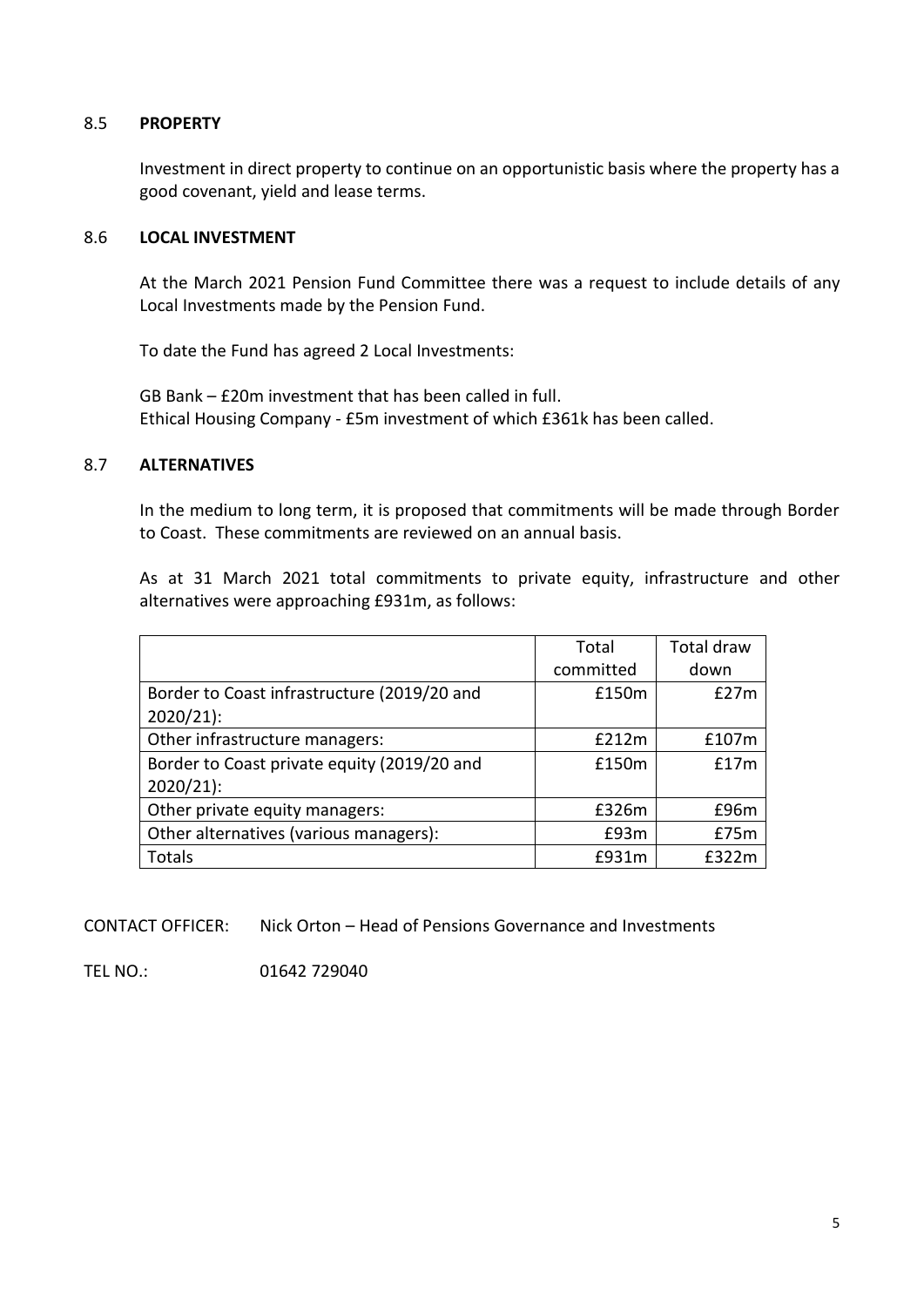### 8.5 PROPERTY

Investment in direct property to continue on an opportunistic basis where the property has a good covenant, yield and lease terms.

### 8.6 LOCAL INVESTMENT

At the March 2021 Pension Fund Committee there was a request to include details of any Local Investments made by the Pension Fund.

To date the Fund has agreed 2 Local Investments:

GB Bank – £20m investment that has been called in full.
Ethical Housing Company - £5m investment of which £361k has been called.

### 8.7 ALTERNATIVES

In the medium to long term, it is proposed that commitments will be made through Border to Coast. These commitments are reviewed on an annual basis.

As at 31 March 2021 total commitments to private equity, infrastructure and other alternatives were approaching £931m, as follows:

| | Total committed | Total draw down |
|---|---|---|
| Border to Coast infrastructure (2019/20 and 2020/21): | £150m | £27m |
| Other infrastructure managers: | £212m | £107m |
| Border to Coast private equity (2019/20 and 2020/21): | £150m | £17m |
| Other private equity managers: | £326m | £96m |
| Other alternatives (various managers): | £93m | £75m |
| Totals | £931m | £322m |

CONTACT OFFICER: Nick Orton – Head of Pensions Governance and Investments

TEL NO.: 01642 729040